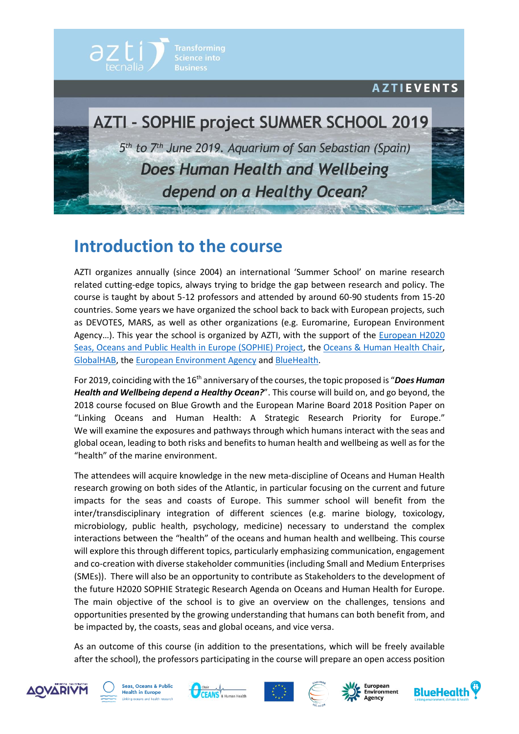azti tecnalia Transforming Science into Business

**AZTIEVENTS**

# AZTI - SOPHIE project SUMMER SCHOOL 2019

*5th to 7th June 2019. Aquarium of San Sebastian (Spain)*

***Does Human Health and Wellbeing depend on a Healthy Ocean?***

## Introduction to the course

AZTI organizes annually (since 2004) an international 'Summer School' on marine research related cutting-edge topics, always trying to bridge the gap between research and policy. The course is taught by about 5-12 professors and attended by around 60-90 students from 15-20 countries. Some years we have organized the school back to back with European projects, such as DEVOTES, MARS, as well as other organizations (e.g. Euromarine, European Environment Agency…). This year the school is organized by AZTI, with the support of the European H2020 Seas, Oceans and Public Health in Europe (SOPHIE) Project, the Oceans & Human Health Chair, GlobalHAB, the European Environment Agency and BlueHealth.

For 2019, coinciding with the 16th anniversary of the courses, the topic proposed is "***Does Human Health and Wellbeing depend a Healthy Ocean?***". This course will build on, and go beyond, the 2018 course focused on Blue Growth and the European Marine Board 2018 Position Paper on "Linking Oceans and Human Health: A Strategic Research Priority for Europe." We will examine the exposures and pathways through which humans interact with the seas and global ocean, leading to both risks and benefits to human health and wellbeing as well as for the "health" of the marine environment.

The attendees will acquire knowledge in the new meta-discipline of Oceans and Human Health research growing on both sides of the Atlantic, in particular focusing on the current and future impacts for the seas and coasts of Europe. This summer school will benefit from the inter/transdisciplinary integration of different sciences (e.g. marine biology, toxicology, microbiology, public health, psychology, medicine) necessary to understand the complex interactions between the "health" of the oceans and human health and wellbeing. This course will explore this through different topics, particularly emphasizing communication, engagement and co-creation with diverse stakeholder communities (including Small and Medium Enterprises (SMEs)). There will also be an opportunity to contribute as Stakeholders to the development of the future H2020 SOPHIE Strategic Research Agenda on Oceans and Human Health for Europe. The main objective of the school is to give an overview on the challenges, tensions and opportunities presented by the growing understanding that humans can both benefit from, and be impacted by, the coasts, seas and global oceans, and vice versa.

As an outcome of this course (in addition to the presentations, which will be freely available after the school), the professors participating in the course will prepare an open access position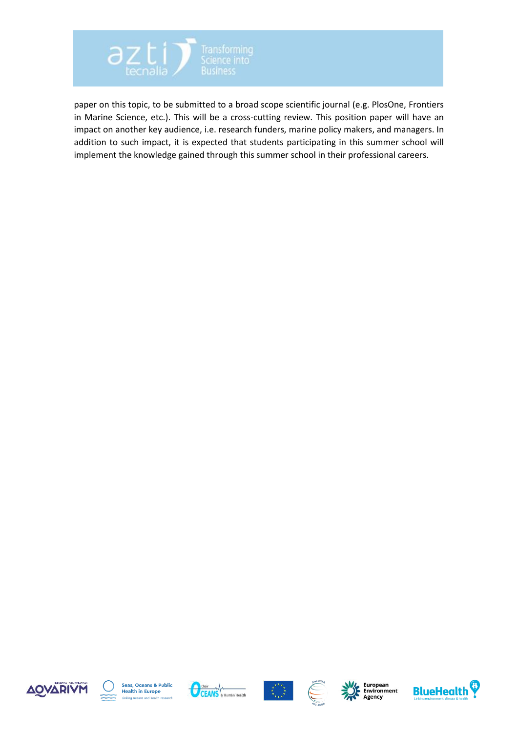paper on this topic, to be submitted to a broad scope scientific journal (e.g. PlosOne, Frontiers in Marine Science, etc.). This will be a cross-cutting review. This position paper will have an impact on another key audience, i.e. research funders, marine policy makers, and managers. In addition to such impact, it is expected that students participating in this summer school will implement the knowledge gained through this summer school in their professional careers.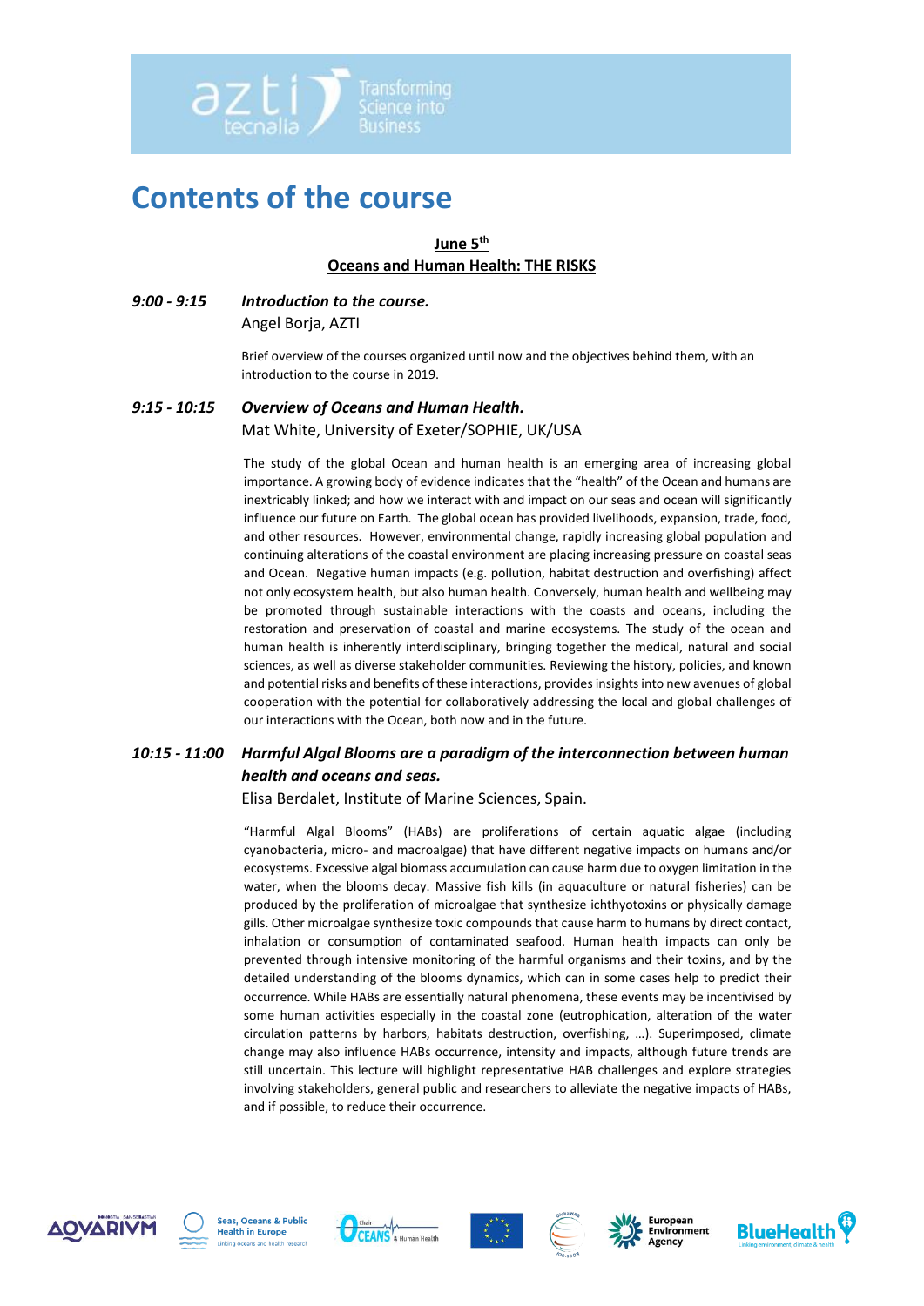# Contents of the course

**June 5th**
**Oceans and Human Health: THE RISKS**

### *9:00 - 9:15 Introduction to the course.*

Angel Borja, AZTI

Brief overview of the courses organized until now and the objectives behind them, with an introduction to the course in 2019.

### *9:15 - 10:15 Overview of Oceans and Human Health.*

Mat White, University of Exeter/SOPHIE, UK/USA

The study of the global Ocean and human health is an emerging area of increasing global importance. A growing body of evidence indicates that the "health" of the Ocean and humans are inextricably linked; and how we interact with and impact on our seas and ocean will significantly influence our future on Earth. The global ocean has provided livelihoods, expansion, trade, food, and other resources. However, environmental change, rapidly increasing global population and continuing alterations of the coastal environment are placing increasing pressure on coastal seas and Ocean. Negative human impacts (e.g. pollution, habitat destruction and overfishing) affect not only ecosystem health, but also human health. Conversely, human health and wellbeing may be promoted through sustainable interactions with the coasts and oceans, including the restoration and preservation of coastal and marine ecosystems. The study of the ocean and human health is inherently interdisciplinary, bringing together the medical, natural and social sciences, as well as diverse stakeholder communities. Reviewing the history, policies, and known and potential risks and benefits of these interactions, provides insights into new avenues of global cooperation with the potential for collaboratively addressing the local and global challenges of our interactions with the Ocean, both now and in the future.

### *10:15 - 11:00 Harmful Algal Blooms are a paradigm of the interconnection between human health and oceans and seas.*

Elisa Berdalet, Institute of Marine Sciences, Spain.

"Harmful Algal Blooms" (HABs) are proliferations of certain aquatic algae (including cyanobacteria, micro- and macroalgae) that have different negative impacts on humans and/or ecosystems. Excessive algal biomass accumulation can cause harm due to oxygen limitation in the water, when the blooms decay. Massive fish kills (in aquaculture or natural fisheries) can be produced by the proliferation of microalgae that synthesize ichthyotoxins or physically damage gills. Other microalgae synthesize toxic compounds that cause harm to humans by direct contact, inhalation or consumption of contaminated seafood. Human health impacts can only be prevented through intensive monitoring of the harmful organisms and their toxins, and by the detailed understanding of the blooms dynamics, which can in some cases help to predict their occurrence. While HABs are essentially natural phenomena, these events may be incentivised by some human activities especially in the coastal zone (eutrophication, alteration of the water circulation patterns by harbors, habitats destruction, overfishing, …). Superimposed, climate change may also influence HABs occurrence, intensity and impacts, although future trends are still uncertain. This lecture will highlight representative HAB challenges and explore strategies involving stakeholders, general public and researchers to alleviate the negative impacts of HABs, and if possible, to reduce their occurrence.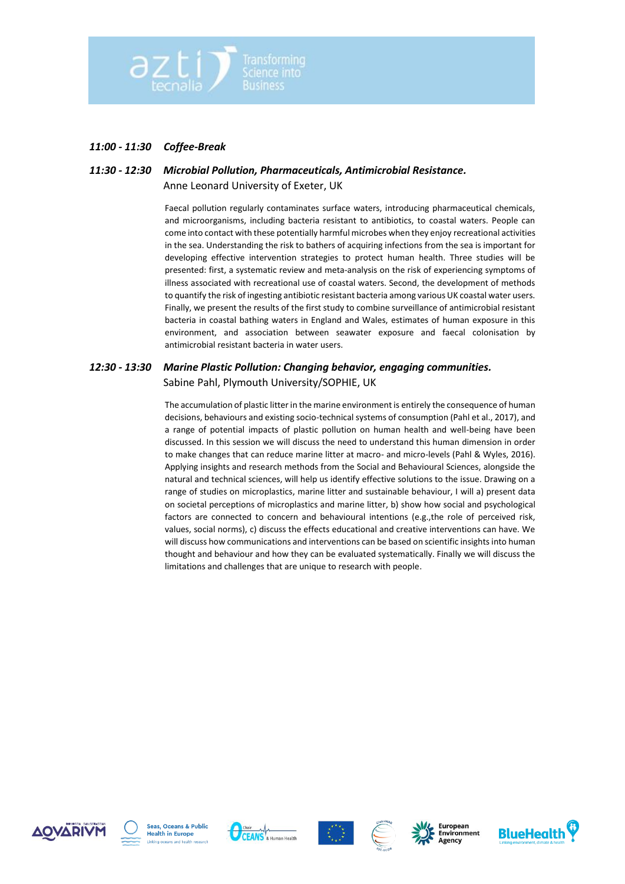***11:00 - 11:30 Coffee-Break***

***11:30 - 12:30 Microbial Pollution, Pharmaceuticals, Antimicrobial Resistance.***
Anne Leonard University of Exeter, UK

Faecal pollution regularly contaminates surface waters, introducing pharmaceutical chemicals, and microorganisms, including bacteria resistant to antibiotics, to coastal waters. People can come into contact with these potentially harmful microbes when they enjoy recreational activities in the sea. Understanding the risk to bathers of acquiring infections from the sea is important for developing effective intervention strategies to protect human health. Three studies will be presented: first, a systematic review and meta-analysis on the risk of experiencing symptoms of illness associated with recreational use of coastal waters. Second, the development of methods to quantify the risk of ingesting antibiotic resistant bacteria among various UK coastal water users. Finally, we present the results of the first study to combine surveillance of antimicrobial resistant bacteria in coastal bathing waters in England and Wales, estimates of human exposure in this environment, and association between seawater exposure and faecal colonisation by antimicrobial resistant bacteria in water users.

***12:30 - 13:30 Marine Plastic Pollution: Changing behavior, engaging communities.***
Sabine Pahl, Plymouth University/SOPHIE, UK

The accumulation of plastic litter in the marine environment is entirely the consequence of human decisions, behaviours and existing socio-technical systems of consumption (Pahl et al., 2017), and a range of potential impacts of plastic pollution on human health and well-being have been discussed. In this session we will discuss the need to understand this human dimension in order to make changes that can reduce marine litter at macro- and micro-levels (Pahl & Wyles, 2016). Applying insights and research methods from the Social and Behavioural Sciences, alongside the natural and technical sciences, will help us identify effective solutions to the issue. Drawing on a range of studies on microplastics, marine litter and sustainable behaviour, I will a) present data on societal perceptions of microplastics and marine litter, b) show how social and psychological factors are connected to concern and behavioural intentions (e.g.,the role of perceived risk, values, social norms), c) discuss the effects educational and creative interventions can have. We will discuss how communications and interventions can be based on scientific insights into human thought and behaviour and how they can be evaluated systematically. Finally we will discuss the limitations and challenges that are unique to research with people.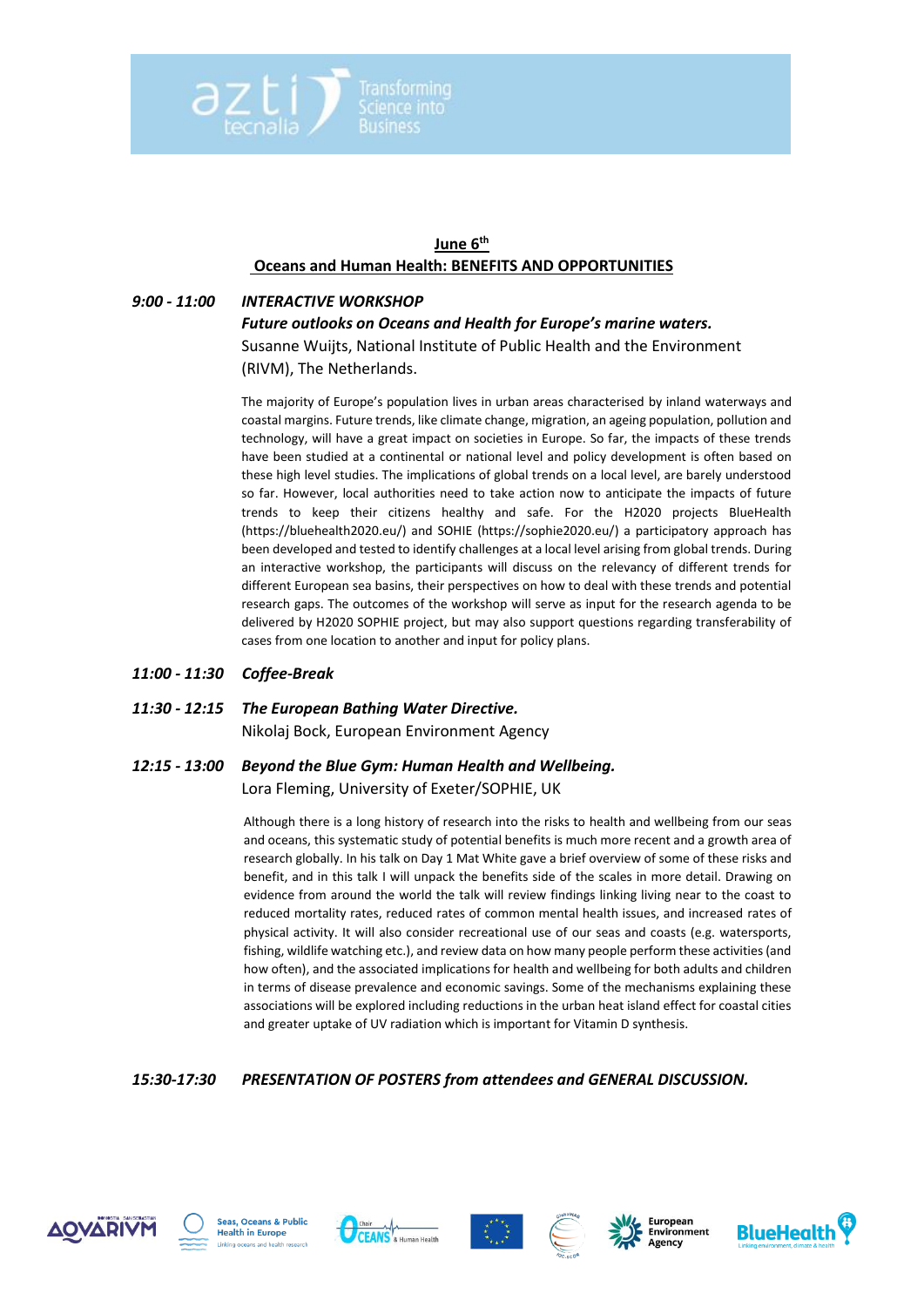**June 6th**

**Oceans and Human Health: BENEFITS AND OPPORTUNITIES**

***9:00 - 11:00*** ***INTERACTIVE WORKSHOP***

***Future outlooks on Oceans and Health for Europe's marine waters.***

Susanne Wuijts, National Institute of Public Health and the Environment (RIVM), The Netherlands.

The majority of Europe's population lives in urban areas characterised by inland waterways and coastal margins. Future trends, like climate change, migration, an ageing population, pollution and technology, will have a great impact on societies in Europe. So far, the impacts of these trends have been studied at a continental or national level and policy development is often based on these high level studies. The implications of global trends on a local level, are barely understood so far. However, local authorities need to take action now to anticipate the impacts of future trends to keep their citizens healthy and safe. For the H2020 projects BlueHealth (https://bluehealth2020.eu/) and SOHIE (https://sophie2020.eu/) a participatory approach has been developed and tested to identify challenges at a local level arising from global trends. During an interactive workshop, the participants will discuss on the relevancy of different trends for different European sea basins, their perspectives on how to deal with these trends and potential research gaps. The outcomes of the workshop will serve as input for the research agenda to be delivered by H2020 SOPHIE project, but may also support questions regarding transferability of cases from one location to another and input for policy plans.

***11:00 - 11:30*** ***Coffee-Break***

***11:30 - 12:15*** ***The European Bathing Water Directive.***

Nikolaj Bock, European Environment Agency

***12:15 - 13:00*** ***Beyond the Blue Gym: Human Health and Wellbeing.***

Lora Fleming, University of Exeter/SOPHIE, UK

Although there is a long history of research into the risks to health and wellbeing from our seas and oceans, this systematic study of potential benefits is much more recent and a growth area of research globally. In his talk on Day 1 Mat White gave a brief overview of some of these risks and benefit, and in this talk I will unpack the benefits side of the scales in more detail. Drawing on evidence from around the world the talk will review findings linking living near to the coast to reduced mortality rates, reduced rates of common mental health issues, and increased rates of physical activity. It will also consider recreational use of our seas and coasts (e.g. watersports, fishing, wildlife watching etc.), and review data on how many people perform these activities (and how often), and the associated implications for health and wellbeing for both adults and children in terms of disease prevalence and economic savings. Some of the mechanisms explaining these associations will be explored including reductions in the urban heat island effect for coastal cities and greater uptake of UV radiation which is important for Vitamin D synthesis.

***15:30-17:30*** ***PRESENTATION OF POSTERS from attendees and GENERAL DISCUSSION.***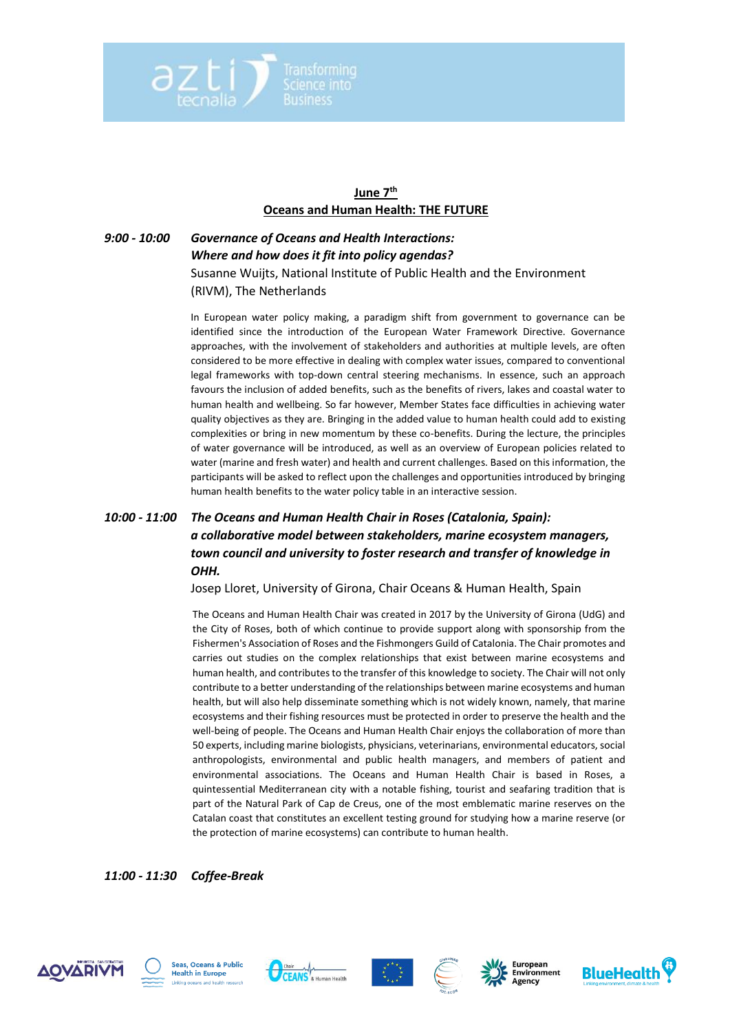## June 7th

## Oceans and Human Health: THE FUTURE

***9:00 - 10:00*** ***Governance of Oceans and Health Interactions: Where and how does it fit into policy agendas?***

Susanne Wuijts, National Institute of Public Health and the Environment (RIVM), The Netherlands

In European water policy making, a paradigm shift from government to governance can be identified since the introduction of the European Water Framework Directive. Governance approaches, with the involvement of stakeholders and authorities at multiple levels, are often considered to be more effective in dealing with complex water issues, compared to conventional legal frameworks with top-down central steering mechanisms. In essence, such an approach favours the inclusion of added benefits, such as the benefits of rivers, lakes and coastal water to human health and wellbeing. So far however, Member States face difficulties in achieving water quality objectives as they are. Bringing in the added value to human health could add to existing complexities or bring in new momentum by these co-benefits. During the lecture, the principles of water governance will be introduced, as well as an overview of European policies related to water (marine and fresh water) and health and current challenges. Based on this information, the participants will be asked to reflect upon the challenges and opportunities introduced by bringing human health benefits to the water policy table in an interactive session.

***10:00 - 11:00*** ***The Oceans and Human Health Chair in Roses (Catalonia, Spain): a collaborative model between stakeholders, marine ecosystem managers, town council and university to foster research and transfer of knowledge in OHH.***

Josep Lloret, University of Girona, Chair Oceans & Human Health, Spain

The Oceans and Human Health Chair was created in 2017 by the University of Girona (UdG) and the City of Roses, both of which continue to provide support along with sponsorship from the Fishermen's Association of Roses and the Fishmongers Guild of Catalonia. The Chair promotes and carries out studies on the complex relationships that exist between marine ecosystems and human health, and contributes to the transfer of this knowledge to society. The Chair will not only contribute to a better understanding of the relationships between marine ecosystems and human health, but will also help disseminate something which is not widely known, namely, that marine ecosystems and their fishing resources must be protected in order to preserve the health and the well-being of people. The Oceans and Human Health Chair enjoys the collaboration of more than 50 experts, including marine biologists, physicians, veterinarians, environmental educators, social anthropologists, environmental and public health managers, and members of patient and environmental associations. The Oceans and Human Health Chair is based in Roses, a quintessential Mediterranean city with a notable fishing, tourist and seafaring tradition that is part of the Natural Park of Cap de Creus, one of the most emblematic marine reserves on the Catalan coast that constitutes an excellent testing ground for studying how a marine reserve (or the protection of marine ecosystems) can contribute to human health.

***11:00 - 11:30*** ***Coffee-Break***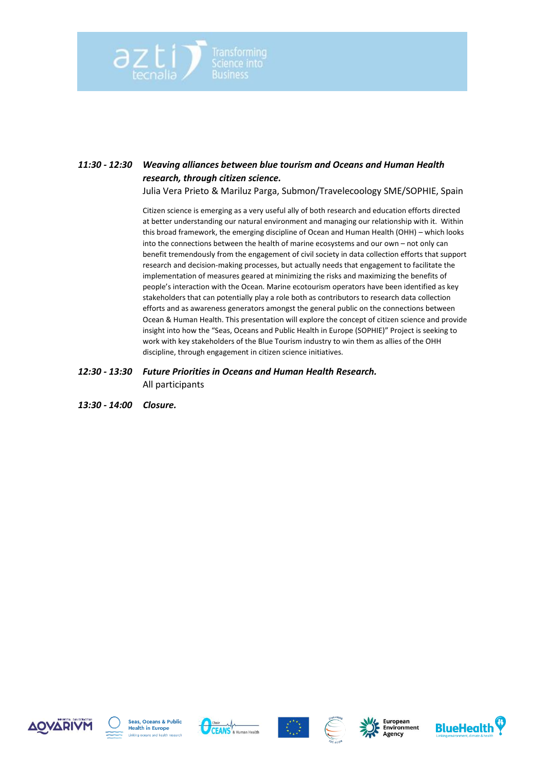**11:30 - 12:30** ***Weaving alliances between blue tourism and Oceans and Human Health research, through citizen science.***

Julia Vera Prieto & Mariluz Parga, Submon/Travelecoology SME/SOPHIE, Spain

Citizen science is emerging as a very useful ally of both research and education efforts directed at better understanding our natural environment and managing our relationship with it. Within this broad framework, the emerging discipline of Ocean and Human Health (OHH) – which looks into the connections between the health of marine ecosystems and our own – not only can benefit tremendously from the engagement of civil society in data collection efforts that support research and decision-making processes, but actually needs that engagement to facilitate the implementation of measures geared at minimizing the risks and maximizing the benefits of people's interaction with the Ocean. Marine ecotourism operators have been identified as key stakeholders that can potentially play a role both as contributors to research data collection efforts and as awareness generators amongst the general public on the connections between Ocean & Human Health. This presentation will explore the concept of citizen science and provide insight into how the "Seas, Oceans and Public Health in Europe (SOPHIE)" Project is seeking to work with key stakeholders of the Blue Tourism industry to win them as allies of the OHH discipline, through engagement in citizen science initiatives.

**12:30 - 13:30** ***Future Priorities in Oceans and Human Health Research.***

All participants

**13:30 - 14:00** ***Closure.***